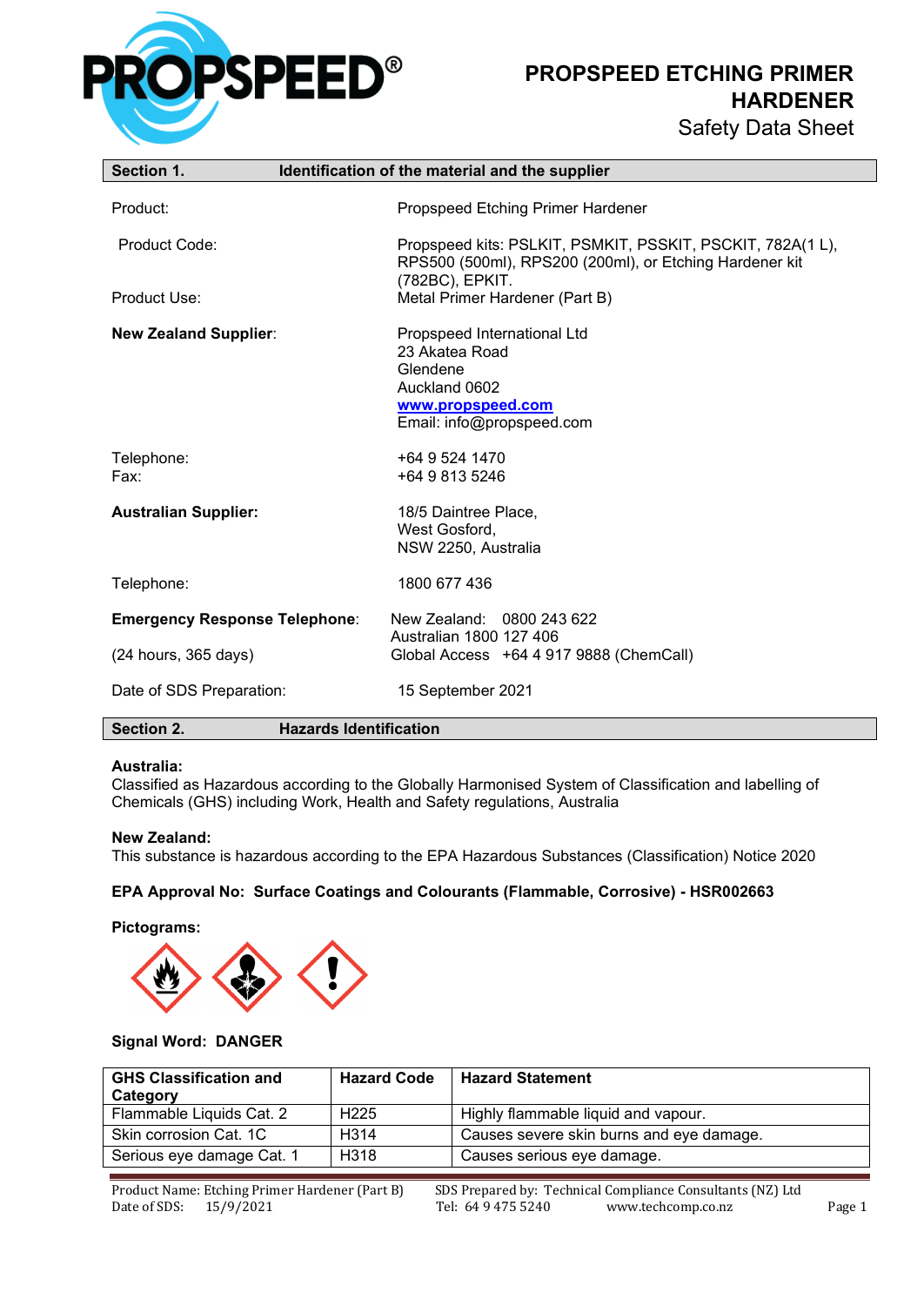# PROPSPEED ETCHING PRIMER HARDENER

Safety Data Sheet

## Section 1. Identification of the material and the supplier

| | |
|---|---|
| Product: | Propspeed Etching Primer Hardener |
| Product Code: | Propspeed kits: PSLKIT, PSMKIT, PSSKIT, PSCKIT, 782A(1 L), RPS500 (500ml), RPS200 (200ml), or Etching Hardener kit (782BC), EPKIT. |
| Product Use: | Metal Primer Hardener (Part B) |
| **New Zealand Supplier**: | Propspeed International Ltd<br>23 Akatea Road<br>Glendene<br>Auckland 0602<br>www.propspeed.com<br>Email: info@propspeed.com |
| Telephone:<br>Fax: | +64 9 524 1470<br>+64 9 813 5246 |
| **Australian Supplier:** | 18/5 Daintree Place,<br>West Gosford,<br>NSW 2250, Australia |
| Telephone: | 1800 677 436 |
| **Emergency Response Telephone**:<br>(24 hours, 365 days) | New Zealand: 0800 243 622<br>Australian 1800 127 406<br>Global Access +64 4 917 9888 (ChemCall) |
| Date of SDS Preparation: | 15 September 2021 |

## Section 2. Hazards Identification

**Australia:**
Classified as Hazardous according to the Globally Harmonised System of Classification and labelling of Chemicals (GHS) including Work, Health and Safety regulations, Australia

**New Zealand:**
This substance is hazardous according to the EPA Hazardous Substances (Classification) Notice 2020

**EPA Approval No: Surface Coatings and Colourants (Flammable, Corrosive) - HSR002663**

**Pictograms:**

**Signal Word: DANGER**

| GHS Classification and Category | Hazard Code | Hazard Statement |
|---|---|---|
| Flammable Liquids Cat. 2 | H225 | Highly flammable liquid and vapour. |
| Skin corrosion Cat. 1C | H314 | Causes severe skin burns and eye damage. |
| Serious eye damage Cat. 1 | H318 | Causes serious eye damage. |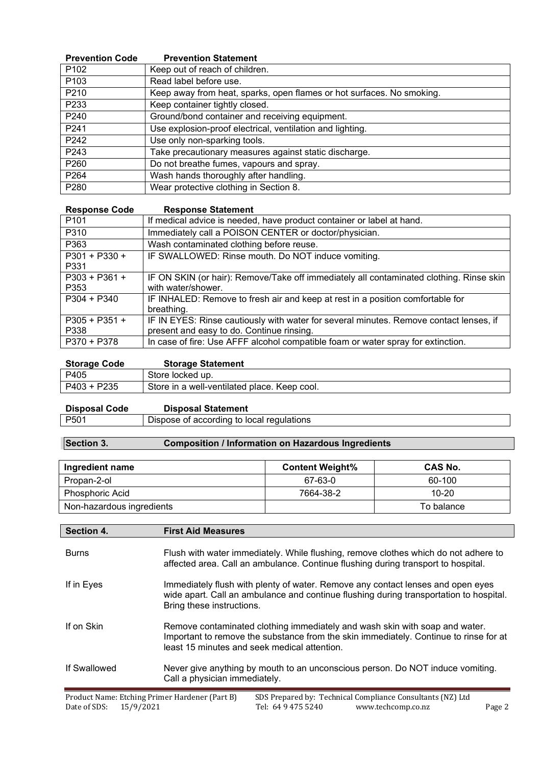| Prevention Code | Prevention Statement |
|---|---|
| P102 | Keep out of reach of children. |
| P103 | Read label before use. |
| P210 | Keep away from heat, sparks, open flames or hot surfaces. No smoking. |
| P233 | Keep container tightly closed. |
| P240 | Ground/bond container and receiving equipment. |
| P241 | Use explosion-proof electrical, ventilation and lighting. |
| P242 | Use only non-sparking tools. |
| P243 | Take precautionary measures against static discharge. |
| P260 | Do not breathe fumes, vapours and spray. |
| P264 | Wash hands thoroughly after handling. |
| P280 | Wear protective clothing in Section 8. |

| Response Code | Response Statement |
|---|---|
| P101 | If medical advice is needed, have product container or label at hand. |
| P310 | Immediately call a POISON CENTER or doctor/physician. |
| P363 | Wash contaminated clothing before reuse. |
| P301 + P330 + P331 | IF SWALLOWED: Rinse mouth. Do NOT induce vomiting. |
| P303 + P361 + P353 | IF ON SKIN (or hair): Remove/Take off immediately all contaminated clothing. Rinse skin with water/shower. |
| P304 + P340 | IF INHALED: Remove to fresh air and keep at rest in a position comfortable for breathing. |
| P305 + P351 + P338 | IF IN EYES: Rinse cautiously with water for several minutes. Remove contact lenses, if present and easy to do. Continue rinsing. |
| P370 + P378 | In case of fire: Use AFFF alcohol compatible foam or water spray for extinction. |

| Storage Code | Storage Statement |
|---|---|
| P405 | Store locked up. |
| P403 + P235 | Store in a well-ventilated place. Keep cool. |

| Disposal Code | Disposal Statement |
|---|---|
| P501 | Dispose of according to local regulations |

## Section 3. Composition / Information on Hazardous Ingredients

| Ingredient name | Content Weight% | CAS No. |
|---|---|---|
| Propan-2-ol | 67-63-0 | 60-100 |
| Phosphoric Acid | 7664-38-2 | 10-20 |
| Non-hazardous ingredients | | To balance |

## Section 4. First Aid Measures

**Burns** — Flush with water immediately. While flushing, remove clothes which do not adhere to affected area. Call an ambulance. Continue flushing during transport to hospital.

**If in Eyes** — Immediately flush with plenty of water. Remove any contact lenses and open eyes wide apart. Call an ambulance and continue flushing during transportation to hospital. Bring these instructions.

**If on Skin** — Remove contaminated clothing immediately and wash skin with soap and water. Important to remove the substance from the skin immediately. Continue to rinse for at least 15 minutes and seek medical attention.

**If Swallowed** — Never give anything by mouth to an unconscious person. Do NOT induce vomiting. Call a physician immediately.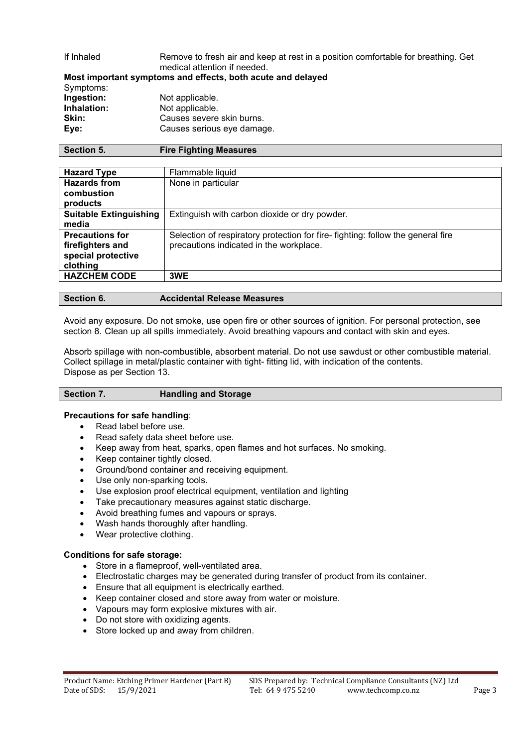| If Inhaled | Remove to fresh air and keep at rest in a position comfortable for breathing. Get medical attention if needed. |
|---|---|

**Most important symptoms and effects, both acute and delayed**

Symptoms:

| | |
|---|---|
| **Ingestion:** | Not applicable. |
| **Inhalation:** | Not applicable. |
| **Skin:** | Causes severe skin burns. |
| **Eye:** | Causes serious eye damage. |

## Section 5. Fire Fighting Measures

| **Hazard Type** | Flammable liquid |
|---|---|
| **Hazards from combustion products** | None in particular |
| **Suitable Extinguishing media** | Extinguish with carbon dioxide or dry powder. |
| **Precautions for firefighters and special protective clothing** | Selection of respiratory protection for fire- fighting: follow the general fire precautions indicated in the workplace. |
| **HAZCHEM CODE** | **3WE** |

## Section 6. Accidental Release Measures

Avoid any exposure. Do not smoke, use open fire or other sources of ignition. For personal protection, see section 8. Clean up all spills immediately. Avoid breathing vapours and contact with skin and eyes.

Absorb spillage with non-combustible, absorbent material. Do not use sawdust or other combustible material. Collect spillage in metal/plastic container with tight- fitting lid, with indication of the contents. Dispose as per Section 13.

## Section 7. Handling and Storage

**Precautions for safe handling**:

- Read label before use.
- Read safety data sheet before use.
- Keep away from heat, sparks, open flames and hot surfaces. No smoking.
- Keep container tightly closed.
- Ground/bond container and receiving equipment.
- Use only non-sparking tools.
- Use explosion proof electrical equipment, ventilation and lighting
- Take precautionary measures against static discharge.
- Avoid breathing fumes and vapours or sprays.
- Wash hands thoroughly after handling.
- Wear protective clothing.

**Conditions for safe storage:**

- Store in a flameproof, well-ventilated area.
- Electrostatic charges may be generated during transfer of product from its container.
- Ensure that all equipment is electrically earthed.
- Keep container closed and store away from water or moisture.
- Vapours may form explosive mixtures with air.
- Do not store with oxidizing agents.
- Store locked up and away from children.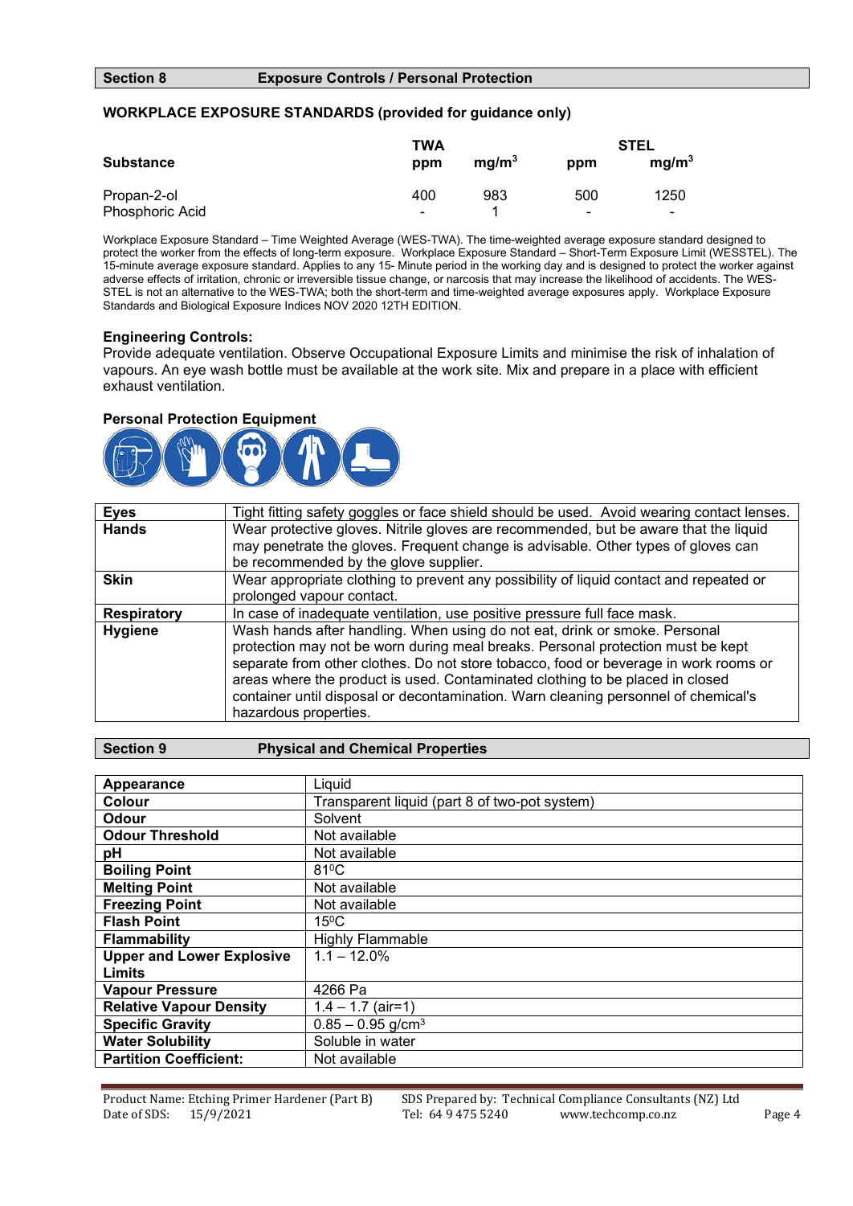## Section 8 Exposure Controls / Personal Protection

### WORKPLACE EXPOSURE STANDARDS (provided for guidance only)

| Substance | TWA ppm | TWA $mg/m^3$ | STEL ppm | STEL $mg/m^3$ |
|---|---|---|---|---|
| Propan-2-ol | 400 | 983 | 500 | 1250 |
| Phosphoric Acid | - | 1 | - | - |

Workplace Exposure Standard – Time Weighted Average (WES-TWA). The time-weighted average exposure standard designed to protect the worker from the effects of long-term exposure. Workplace Exposure Standard – Short-Term Exposure Limit (WESSTEL). The 15-minute average exposure standard. Applies to any 15- Minute period in the working day and is designed to protect the worker against adverse effects of irritation, chronic or irreversible tissue change, or narcosis that may increase the likelihood of accidents. The WES-STEL is not an alternative to the WES-TWA; both the short-term and time-weighted average exposures apply. Workplace Exposure Standards and Biological Exposure Indices NOV 2020 12TH EDITION.

**Engineering Controls:**
Provide adequate ventilation. Observe Occupational Exposure Limits and minimise the risk of inhalation of vapours. An eye wash bottle must be available at the work site. Mix and prepare in a place with efficient exhaust ventilation.

**Personal Protection Equipment**

| | |
|---|---|
| **Eyes** | Tight fitting safety goggles or face shield should be used. Avoid wearing contact lenses. |
| **Hands** | Wear protective gloves. Nitrile gloves are recommended, but be aware that the liquid may penetrate the gloves. Frequent change is advisable. Other types of gloves can be recommended by the glove supplier. |
| **Skin** | Wear appropriate clothing to prevent any possibility of liquid contact and repeated or prolonged vapour contact. |
| **Respiratory** | In case of inadequate ventilation, use positive pressure full face mask. |
| **Hygiene** | Wash hands after handling. When using do not eat, drink or smoke. Personal protection may not be worn during meal breaks. Personal protection must be kept separate from other clothes. Do not store tobacco, food or beverage in work rooms or areas where the product is used. Contaminated clothing to be placed in closed container until disposal or decontamination. Warn cleaning personnel of chemical's hazardous properties. |

## Section 9 Physical and Chemical Properties

| | |
|---|---|
| **Appearance** | Liquid |
| **Colour** | Transparent liquid (part 8 of two-pot system) |
| **Odour** | Solvent |
| **Odour Threshold** | Not available |
| **pH** | Not available |
| **Boiling Point** | 81⁰C |
| **Melting Point** | Not available |
| **Freezing Point** | Not available |
| **Flash Point** | 15⁰C |
| **Flammability** | Highly Flammable |
| **Upper and Lower Explosive Limits** | 1.1 – 12.0% |
| **Vapour Pressure** | 4266 Pa |
| **Relative Vapour Density** | 1.4 – 1.7 (air=1) |
| **Specific Gravity** | 0.85 – 0.95 $g/cm^3$ |
| **Water Solubility** | Soluble in water |
| **Partition Coefficient:** | Not available |

Product Name: Etching Primer Hardener (Part B)
Date of SDS: 15/9/2021
SDS Prepared by: Technical Compliance Consultants (NZ) Ltd
Tel: 64 9 475 5240 www.techcomp.co.nz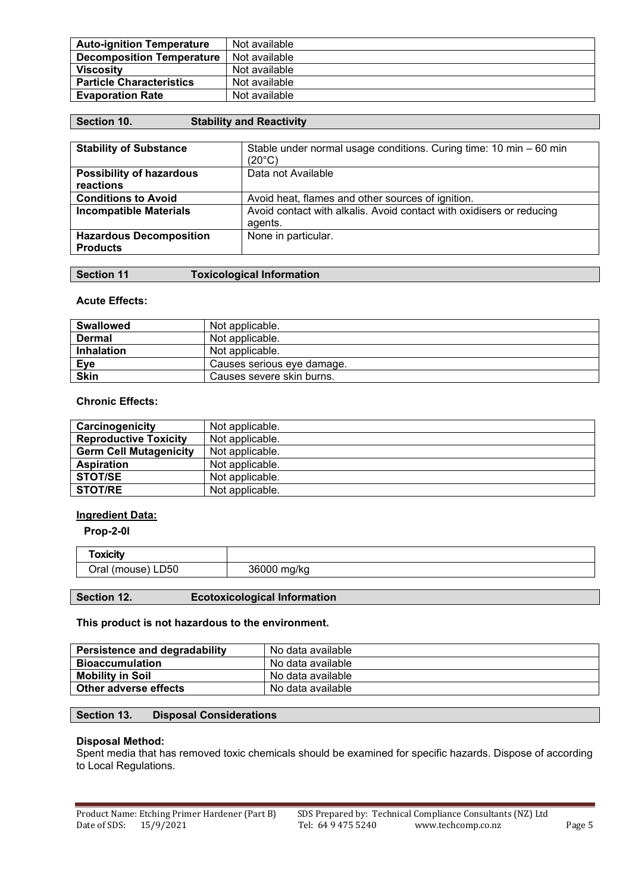| Auto-ignition Temperature | Not available |
|---|---|
| Decomposition Temperature | Not available |
| Viscosity | Not available |
| Particle Characteristics | Not available |
| Evaporation Rate | Not available |

## Section 10. Stability and Reactivity

| Stability of Substance | Stable under normal usage conditions. Curing time: 10 min – 60 min (20°C) |
|---|---|
| Possibility of hazardous reactions | Data not Available |
| Conditions to Avoid | Avoid heat, flames and other sources of ignition. |
| Incompatible Materials | Avoid contact with alkalis. Avoid contact with oxidisers or reducing agents. |
| Hazardous Decomposition Products | None in particular. |

## Section 11 Toxicological Information

**Acute Effects:**

| Swallowed | Not applicable. |
|---|---|
| Dermal | Not applicable. |
| Inhalation | Not applicable. |
| Eye | Causes serious eye damage. |
| Skin | Causes severe skin burns. |

**Chronic Effects:**

| Carcinogenicity | Not applicable. |
|---|---|
| Reproductive Toxicity | Not applicable. |
| Germ Cell Mutagenicity | Not applicable. |
| Aspiration | Not applicable. |
| STOT/SE | Not applicable. |
| STOT/RE | Not applicable. |

**Ingredient Data:**

**Prop-2-0l**

| Toxicity | |
|---|---|
| Oral (mouse) LD50 | 36000 mg/kg |

## Section 12. Ecotoxicological Information

**This product is not hazardous to the environment.**

| Persistence and degradability | No data available |
|---|---|
| Bioaccumulation | No data available |
| Mobility in Soil | No data available |
| Other adverse effects | No data available |

## Section 13. Disposal Considerations

**Disposal Method:**

Spent media that has removed toxic chemicals should be examined for specific hazards. Dispose of according to Local Regulations.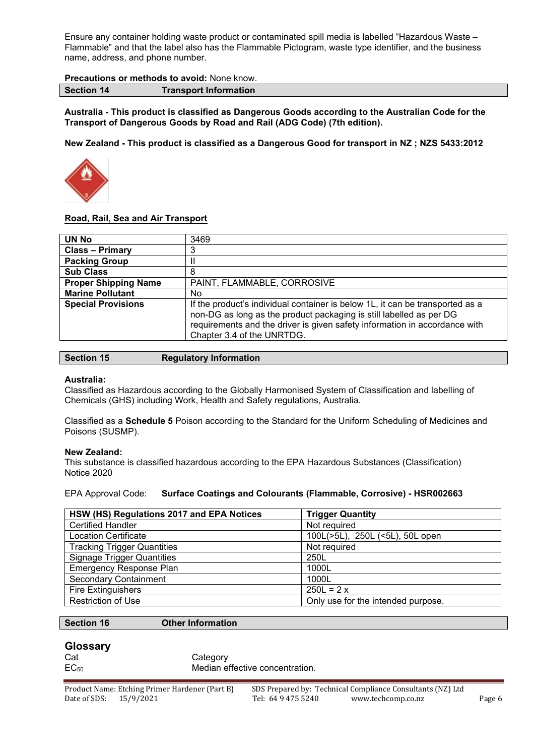Ensure any container holding waste product or contaminated spill media is labelled "Hazardous Waste – Flammable" and that the label also has the Flammable Pictogram, waste type identifier, and the business name, address, and phone number.

**Precautions or methods to avoid:** None know.

## Section 14 Transport Information

**Australia - This product is classified as Dangerous Goods according to the Australian Code for the Transport of Dangerous Goods by Road and Rail (ADG Code) (7th edition).**

**New Zealand - This product is classified as a Dangerous Good for transport in NZ ; NZS 5433:2012**

### Road, Rail, Sea and Air Transport

| | |
|---|---|
| **UN No** | 3469 |
| **Class – Primary** | 3 |
| **Packing Group** | II |
| **Sub Class** | 8 |
| **Proper Shipping Name** | PAINT, FLAMMABLE, CORROSIVE |
| **Marine Pollutant** | No |
| **Special Provisions** | If the product's individual container is below 1L, it can be transported as a non-DG as long as the product packaging is still labelled as per DG requirements and the driver is given safety information in accordance with Chapter 3.4 of the UNRTDG. |

## Section 15 Regulatory Information

**Australia:**
Classified as Hazardous according to the Globally Harmonised System of Classification and labelling of Chemicals (GHS) including Work, Health and Safety regulations, Australia.

Classified as a **Schedule 5** Poison according to the Standard for the Uniform Scheduling of Medicines and Poisons (SUSMP).

**New Zealand:**
This substance is classified hazardous according to the EPA Hazardous Substances (Classification) Notice 2020

EPA Approval Code: **Surface Coatings and Colourants (Flammable, Corrosive) - HSR002663**

| HSW (HS) Regulations 2017 and EPA Notices | Trigger Quantity |
|---|---|
| Certified Handler | Not required |
| Location Certificate | 100L(>5L), 250L (<5L), 50L open |
| Tracking Trigger Quantities | Not required |
| Signage Trigger Quantities | 250L |
| Emergency Response Plan | 1000L |
| Secondary Containment | 1000L |
| Fire Extinguishers | 250L = 2 x |
| Restriction of Use | Only use for the intended purpose. |

## Section 16 Other Information

### Glossary

| | |
|---|---|
| Cat | Category |
| $EC_{50}$ | Median effective concentration. |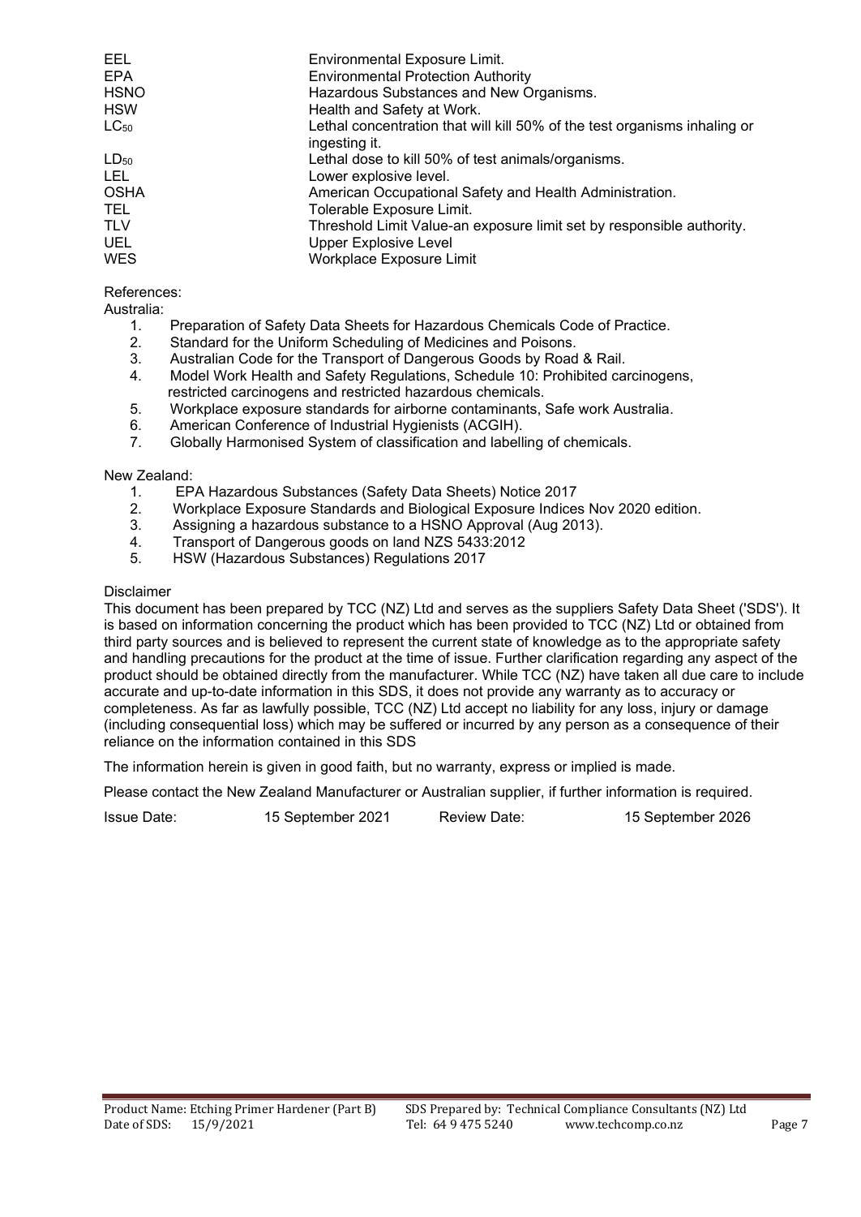| | |
|---|---|
| EEL | Environmental Exposure Limit. |
| EPA | Environmental Protection Authority |
| HSNO | Hazardous Substances and New Organisms. |
| HSW | Health and Safety at Work. |
| $LC_{50}$ | Lethal concentration that will kill 50% of the test organisms inhaling or ingesting it. |
| $LD_{50}$ | Lethal dose to kill 50% of test animals/organisms. |
| LEL | Lower explosive level. |
| OSHA | American Occupational Safety and Health Administration. |
| TEL | Tolerable Exposure Limit. |
| TLV | Threshold Limit Value-an exposure limit set by responsible authority. |
| UEL | Upper Explosive Level |
| WES | Workplace Exposure Limit |

References:

Australia:

1. Preparation of Safety Data Sheets for Hazardous Chemicals Code of Practice.
2. Standard for the Uniform Scheduling of Medicines and Poisons.
3. Australian Code for the Transport of Dangerous Goods by Road & Rail.
4. Model Work Health and Safety Regulations, Schedule 10: Prohibited carcinogens, restricted carcinogens and restricted hazardous chemicals.
5. Workplace exposure standards for airborne contaminants, Safe work Australia.
6. American Conference of Industrial Hygienists (ACGIH).
7. Globally Harmonised System of classification and labelling of chemicals.

New Zealand:

1. EPA Hazardous Substances (Safety Data Sheets) Notice 2017
2. Workplace Exposure Standards and Biological Exposure Indices Nov 2020 edition.
3. Assigning a hazardous substance to a HSNO Approval (Aug 2013).
4. Transport of Dangerous goods on land NZS 5433:2012
5. HSW (Hazardous Substances) Regulations 2017

Disclaimer

This document has been prepared by TCC (NZ) Ltd and serves as the suppliers Safety Data Sheet ('SDS'). It is based on information concerning the product which has been provided to TCC (NZ) Ltd or obtained from third party sources and is believed to represent the current state of knowledge as to the appropriate safety and handling precautions for the product at the time of issue. Further clarification regarding any aspect of the product should be obtained directly from the manufacturer. While TCC (NZ) have taken all due care to include accurate and up-to-date information in this SDS, it does not provide any warranty as to accuracy or completeness. As far as lawfully possible, TCC (NZ) Ltd accept no liability for any loss, injury or damage (including consequential loss) which may be suffered or incurred by any person as a consequence of their reliance on the information contained in this SDS

The information herein is given in good faith, but no warranty, express or implied is made.

Please contact the New Zealand Manufacturer or Australian supplier, if further information is required.

Issue Date: 15 September 2021 Review Date: 15 September 2026